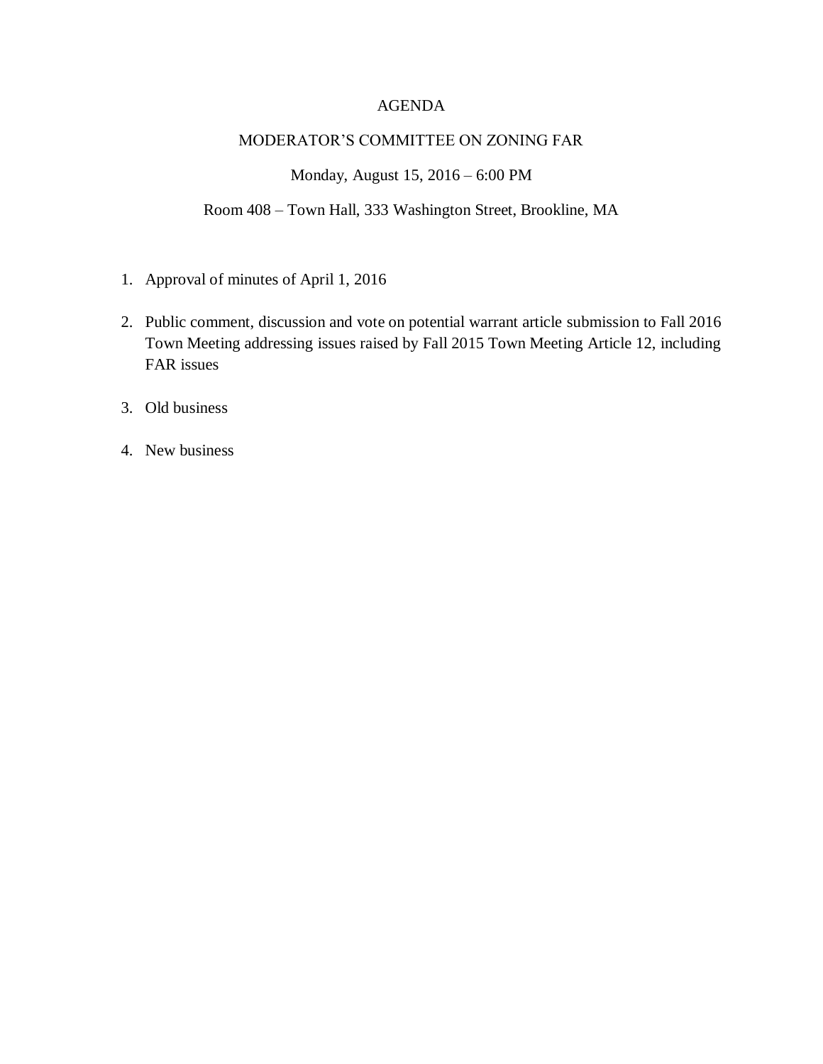# AGENDA

## MODERATOR'S COMMITTEE ON ZONING FAR

Monday, August 15, 2016 – 6:00 PM

Room 408 – Town Hall, 333 Washington Street, Brookline, MA

1. Approval of minutes of April 1, 2016
2. Public comment, discussion and vote on potential warrant article submission to Fall 2016 Town Meeting addressing issues raised by Fall 2015 Town Meeting Article 12, including FAR issues
3. Old business
4. New business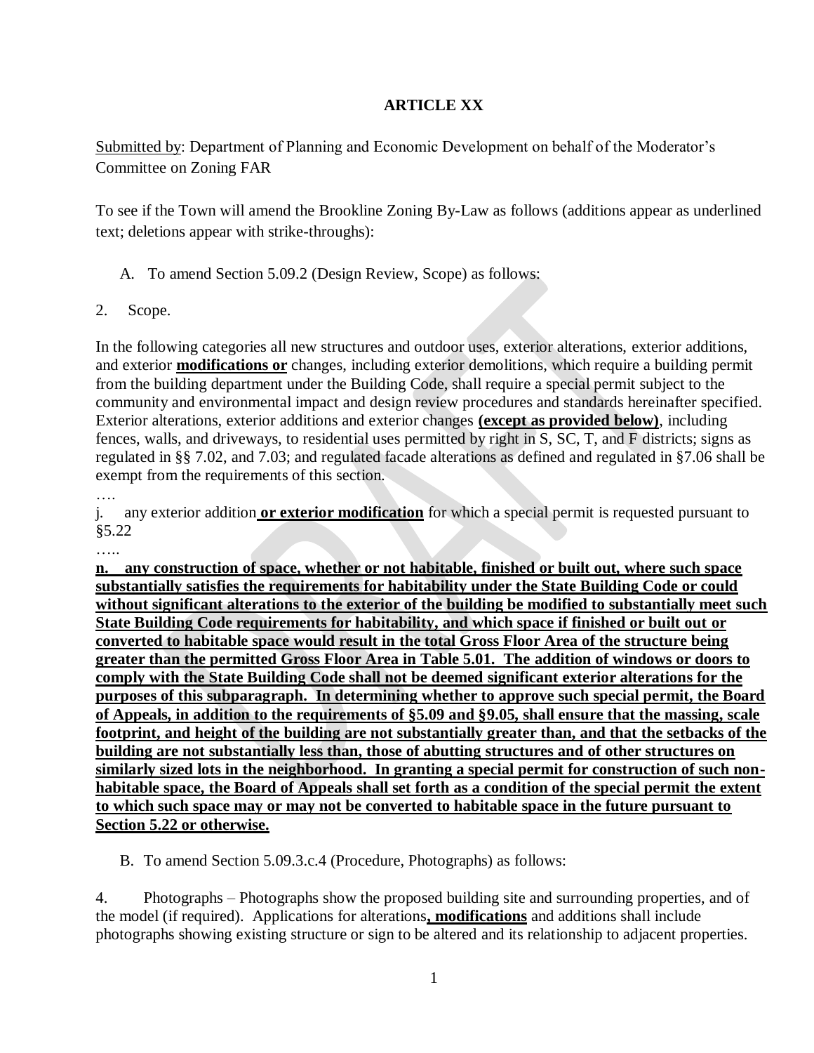## ARTICLE XX

Submitted by: Department of Planning and Economic Development on behalf of the Moderator's Committee on Zoning FAR

To see if the Town will amend the Brookline Zoning By-Law as follows (additions appear as underlined text; deletions appear with strike-throughs):

A. To amend Section 5.09.2 (Design Review, Scope) as follows:

2. Scope.

In the following categories all new structures and outdoor uses, exterior alterations, exterior additions, and exterior **modifications or** changes, including exterior demolitions, which require a building permit from the building department under the Building Code, shall require a special permit subject to the community and environmental impact and design review procedures and standards hereinafter specified. Exterior alterations, exterior additions and exterior changes **(except as provided below)**, including fences, walls, and driveways, to residential uses permitted by right in S, SC, T, and F districts; signs as regulated in §§ 7.02, and 7.03; and regulated facade alterations as defined and regulated in §7.06 shall be exempt from the requirements of this section.

….

j. any exterior addition **or exterior modification** for which a special permit is requested pursuant to §5.22

…..

**n. any construction of space, whether or not habitable, finished or built out, where such space substantially satisfies the requirements for habitability under the State Building Code or could without significant alterations to the exterior of the building be modified to substantially meet such State Building Code requirements for habitability, and which space if finished or built out or converted to habitable space would result in the total Gross Floor Area of the structure being greater than the permitted Gross Floor Area in Table 5.01. The addition of windows or doors to comply with the State Building Code shall not be deemed significant exterior alterations for the purposes of this subparagraph. In determining whether to approve such special permit, the Board of Appeals, in addition to the requirements of §5.09 and §9.05, shall ensure that the massing, scale footprint, and height of the building are not substantially greater than, and that the setbacks of the building are not substantially less than, those of abutting structures and of other structures on similarly sized lots in the neighborhood. In granting a special permit for construction of such non-habitable space, the Board of Appeals shall set forth as a condition of the special permit the extent to which such space may or may not be converted to habitable space in the future pursuant to Section 5.22 or otherwise.**

B. To amend Section 5.09.3.c.4 (Procedure, Photographs) as follows:

4. Photographs – Photographs show the proposed building site and surrounding properties, and of the model (if required). Applications for alterations**, modifications** and additions shall include photographs showing existing structure or sign to be altered and its relationship to adjacent properties.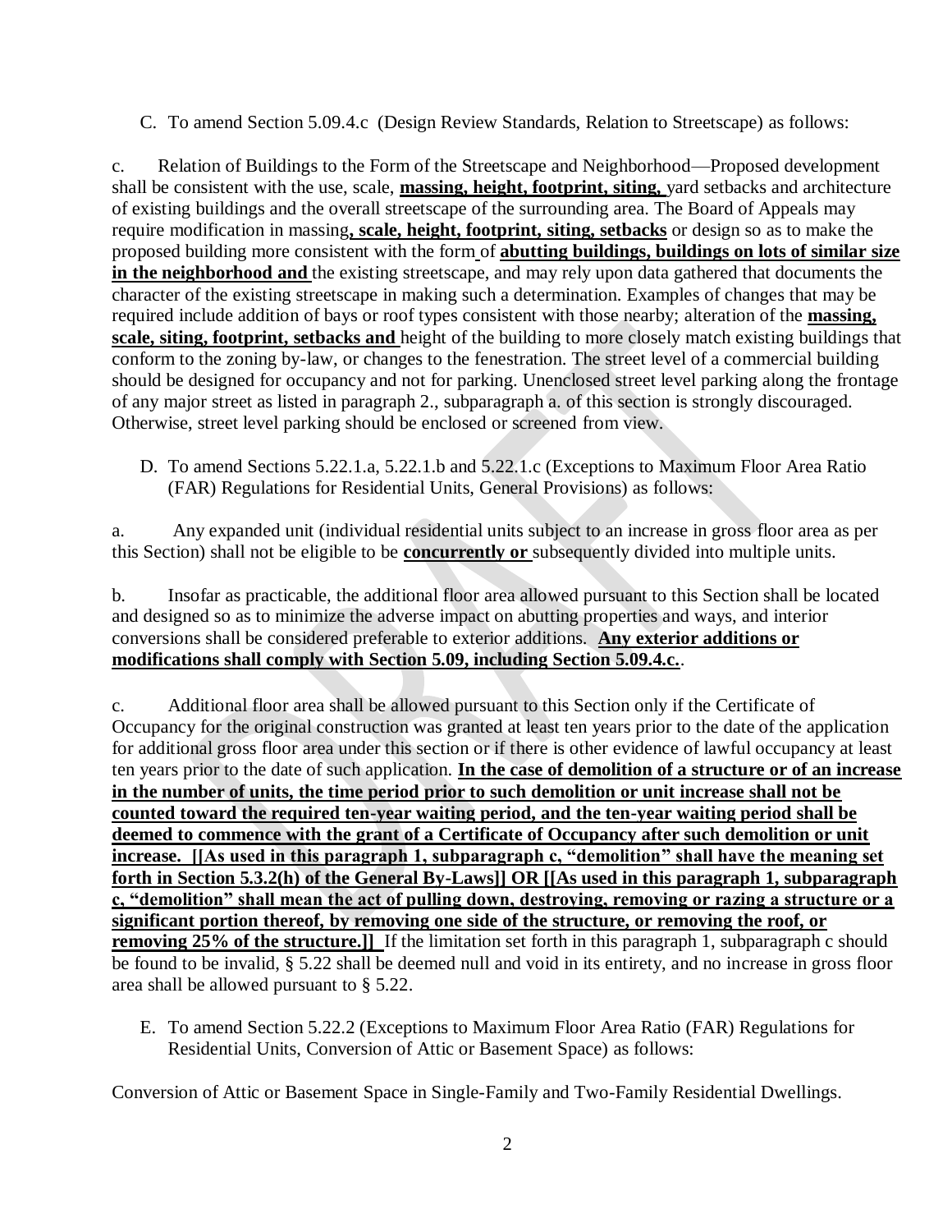C. To amend Section 5.09.4.c (Design Review Standards, Relation to Streetscape) as follows:

c. Relation of Buildings to the Form of the Streetscape and Neighborhood—Proposed development shall be consistent with the use, scale, **massing, height, footprint, siting,** yard setbacks and architecture of existing buildings and the overall streetscape of the surrounding area. The Board of Appeals may require modification in massing**, scale, height, footprint, siting, setbacks** or design so as to make the proposed building more consistent with the form of **abutting buildings, buildings on lots of similar size in the neighborhood and** the existing streetscape, and may rely upon data gathered that documents the character of the existing streetscape in making such a determination. Examples of changes that may be required include addition of bays or roof types consistent with those nearby; alteration of the **massing, scale, siting, footprint, setbacks and** height of the building to more closely match existing buildings that conform to the zoning by-law, or changes to the fenestration. The street level of a commercial building should be designed for occupancy and not for parking. Unenclosed street level parking along the frontage of any major street as listed in paragraph 2., subparagraph a. of this section is strongly discouraged. Otherwise, street level parking should be enclosed or screened from view.

D. To amend Sections 5.22.1.a, 5.22.1.b and 5.22.1.c (Exceptions to Maximum Floor Area Ratio (FAR) Regulations for Residential Units, General Provisions) as follows:

a. Any expanded unit (individual residential units subject to an increase in gross floor area as per this Section) shall not be eligible to be **concurrently or** subsequently divided into multiple units.

b. Insofar as practicable, the additional floor area allowed pursuant to this Section shall be located and designed so as to minimize the adverse impact on abutting properties and ways, and interior conversions shall be considered preferable to exterior additions. **Any exterior additions or modifications shall comply with Section 5.09, including Section 5.09.4.c.**.

c. Additional floor area shall be allowed pursuant to this Section only if the Certificate of Occupancy for the original construction was granted at least ten years prior to the date of the application for additional gross floor area under this section or if there is other evidence of lawful occupancy at least ten years prior to the date of such application. **In the case of demolition of a structure or of an increase in the number of units, the time period prior to such demolition or unit increase shall not be counted toward the required ten-year waiting period, and the ten-year waiting period shall be deemed to commence with the grant of a Certificate of Occupancy after such demolition or unit increase. [[As used in this paragraph 1, subparagraph c, "demolition" shall have the meaning set forth in Section 5.3.2(h) of the General By-Laws]] OR [[As used in this paragraph 1, subparagraph c, "demolition" shall mean the act of pulling down, destroying, removing or razing a structure or a significant portion thereof, by removing one side of the structure, or removing the roof, or removing 25% of the structure.]]** If the limitation set forth in this paragraph 1, subparagraph c should be found to be invalid, § 5.22 shall be deemed null and void in its entirety, and no increase in gross floor area shall be allowed pursuant to § 5.22.

E. To amend Section 5.22.2 (Exceptions to Maximum Floor Area Ratio (FAR) Regulations for Residential Units, Conversion of Attic or Basement Space) as follows:

Conversion of Attic or Basement Space in Single-Family and Two-Family Residential Dwellings.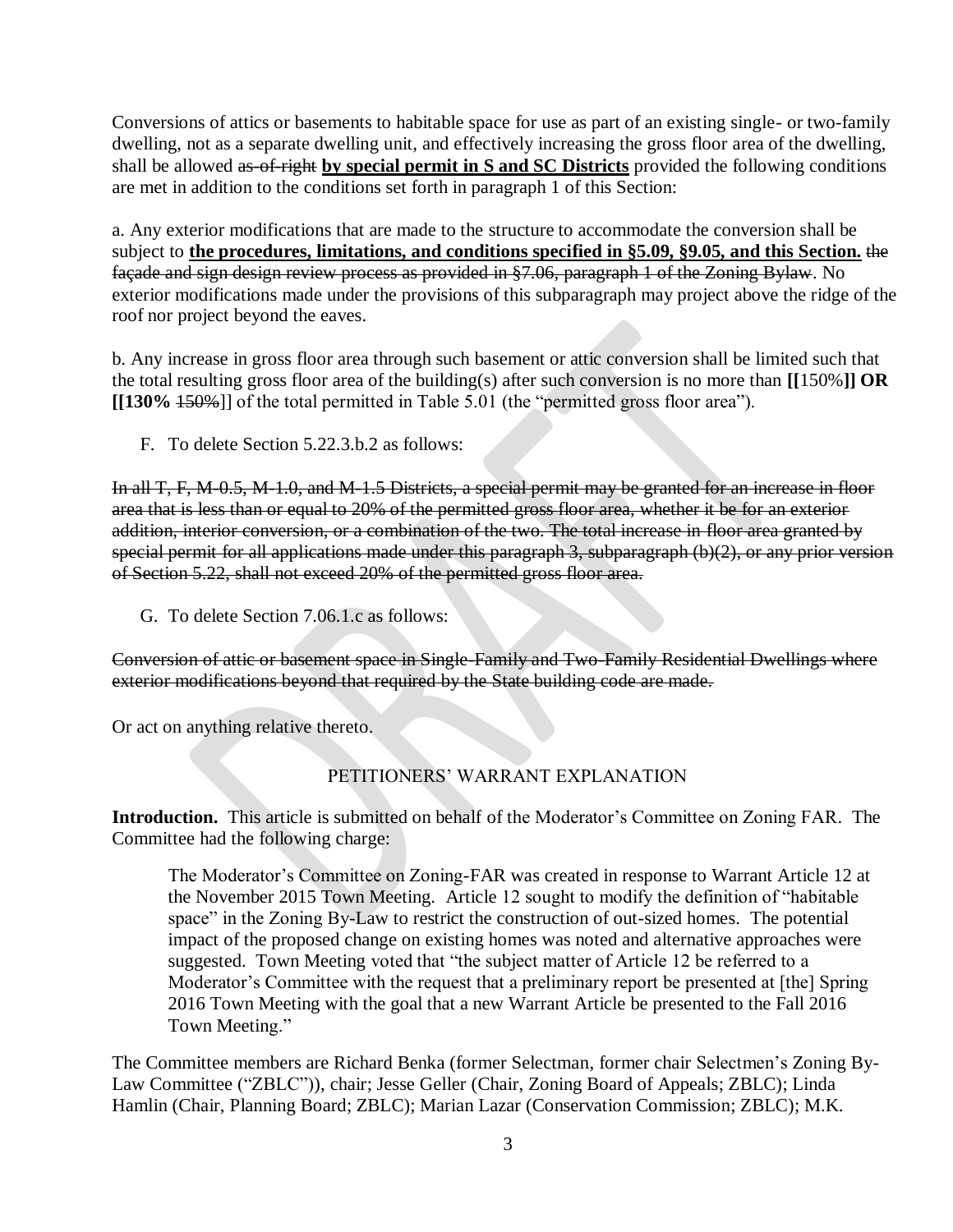Conversions of attics or basements to habitable space for use as part of an existing single- or two-family dwelling, not as a separate dwelling unit, and effectively increasing the gross floor area of the dwelling, shall be allowed ~~as-of-right~~ **by special permit in S and SC Districts** provided the following conditions are met in addition to the conditions set forth in paragraph 1 of this Section:

a. Any exterior modifications that are made to the structure to accommodate the conversion shall be subject to **the procedures, limitations, and conditions specified in §5.09, §9.05, and this Section.** ~~the façade and sign design review process as provided in §7.06, paragraph 1 of the Zoning Bylaw~~. No exterior modifications made under the provisions of this subparagraph may project above the ridge of the roof nor project beyond the eaves.

b. Any increase in gross floor area through such basement or attic conversion shall be limited such that the total resulting gross floor area of the building(s) after such conversion is no more than **[[**150%**]] OR [[130%** ~~150%~~]] of the total permitted in Table 5.01 (the "permitted gross floor area").

F. To delete Section 5.22.3.b.2 as follows:

~~In all T, F, M-0.5, M-1.0, and M-1.5 Districts, a special permit may be granted for an increase in floor area that is less than or equal to 20% of the permitted gross floor area, whether it be for an exterior addition, interior conversion, or a combination of the two. The total increase in floor area granted by special permit for all applications made under this paragraph 3, subparagraph (b)(2), or any prior version of Section 5.22, shall not exceed 20% of the permitted gross floor area.~~

G. To delete Section 7.06.1.c as follows:

~~Conversion of attic or basement space in Single-Family and Two-Family Residential Dwellings where exterior modifications beyond that required by the State building code are made.~~

Or act on anything relative thereto.

## PETITIONERS' WARRANT EXPLANATION

**Introduction.** This article is submitted on behalf of the Moderator's Committee on Zoning FAR. The Committee had the following charge:

> The Moderator's Committee on Zoning-FAR was created in response to Warrant Article 12 at the November 2015 Town Meeting. Article 12 sought to modify the definition of "habitable space" in the Zoning By-Law to restrict the construction of out-sized homes. The potential impact of the proposed change on existing homes was noted and alternative approaches were suggested. Town Meeting voted that "the subject matter of Article 12 be referred to a Moderator's Committee with the request that a preliminary report be presented at [the] Spring 2016 Town Meeting with the goal that a new Warrant Article be presented to the Fall 2016 Town Meeting."

The Committee members are Richard Benka (former Selectman, former chair Selectmen's Zoning By-Law Committee ("ZBLC")), chair; Jesse Geller (Chair, Zoning Board of Appeals; ZBLC); Linda Hamlin (Chair, Planning Board; ZBLC); Marian Lazar (Conservation Commission; ZBLC); M.K.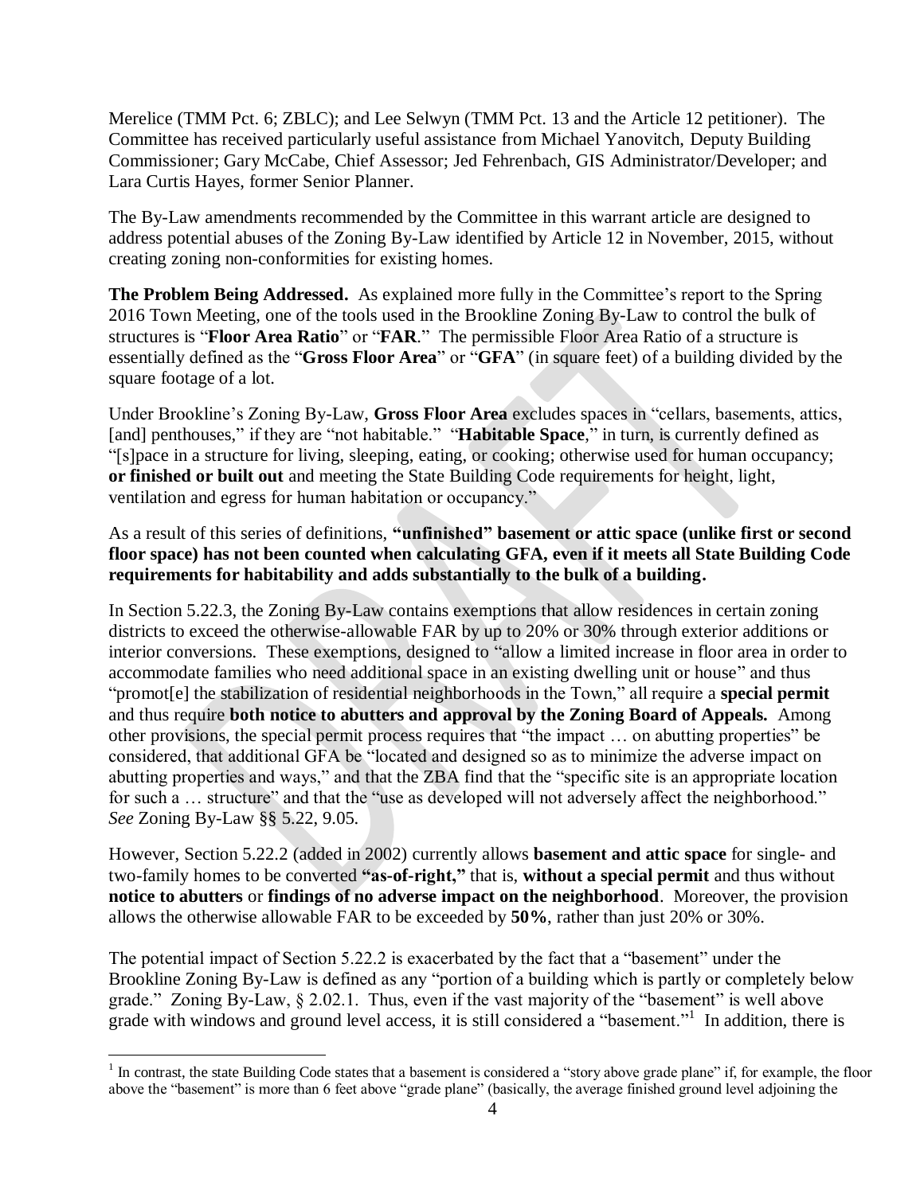Merelice (TMM Pct. 6; ZBLC); and Lee Selwyn (TMM Pct. 13 and the Article 12 petitioner). The Committee has received particularly useful assistance from Michael Yanovitch, Deputy Building Commissioner; Gary McCabe, Chief Assessor; Jed Fehrenbach, GIS Administrator/Developer; and Lara Curtis Hayes, former Senior Planner.

The By-Law amendments recommended by the Committee in this warrant article are designed to address potential abuses of the Zoning By-Law identified by Article 12 in November, 2015, without creating zoning non-conformities for existing homes.

**The Problem Being Addressed.** As explained more fully in the Committee's report to the Spring 2016 Town Meeting, one of the tools used in the Brookline Zoning By-Law to control the bulk of structures is "**Floor Area Ratio**" or "**FAR**." The permissible Floor Area Ratio of a structure is essentially defined as the "**Gross Floor Area**" or "**GFA**" (in square feet) of a building divided by the square footage of a lot.

Under Brookline's Zoning By-Law, **Gross Floor Area** excludes spaces in "cellars, basements, attics, [and] penthouses," if they are "not habitable." "**Habitable Space**," in turn, is currently defined as "[s]pace in a structure for living, sleeping, eating, or cooking; otherwise used for human occupancy; **or finished or built out** and meeting the State Building Code requirements for height, light, ventilation and egress for human habitation or occupancy."

**As a result of this series of definitions, "unfinished" basement or attic space (unlike first or second floor space) has not been counted when calculating GFA, even if it meets all State Building Code requirements for habitability and adds substantially to the bulk of a building.**

In Section 5.22.3, the Zoning By-Law contains exemptions that allow residences in certain zoning districts to exceed the otherwise-allowable FAR by up to 20% or 30% through exterior additions or interior conversions. These exemptions, designed to "allow a limited increase in floor area in order to accommodate families who need additional space in an existing dwelling unit or house" and thus "promot[e] the stabilization of residential neighborhoods in the Town," all require a **special permit** and thus require **both notice to abutters and approval by the Zoning Board of Appeals.** Among other provisions, the special permit process requires that "the impact … on abutting properties" be considered, that additional GFA be "located and designed so as to minimize the adverse impact on abutting properties and ways," and that the ZBA find that the "specific site is an appropriate location for such a … structure" and that the "use as developed will not adversely affect the neighborhood." *See* Zoning By-Law §§ 5.22, 9.05.

However, Section 5.22.2 (added in 2002) currently allows **basement and attic space** for single- and two-family homes to be converted **"as-of-right,"** that is, **without a special permit** and thus without **notice to abutters** or **findings of no adverse impact on the neighborhood**. Moreover, the provision allows the otherwise allowable FAR to be exceeded by **50%**, rather than just 20% or 30%.

The potential impact of Section 5.22.2 is exacerbated by the fact that a "basement" under the Brookline Zoning By-Law is defined as any "portion of a building which is partly or completely below grade." Zoning By-Law, § 2.02.1. Thus, even if the vast majority of the "basement" is well above grade with windows and ground level access, it is still considered a "basement."[1] In addition, there is

[1] In contrast, the state Building Code states that a basement is considered a "story above grade plane" if, for example, the floor above the "basement" is more than 6 feet above "grade plane" (basically, the average finished ground level adjoining the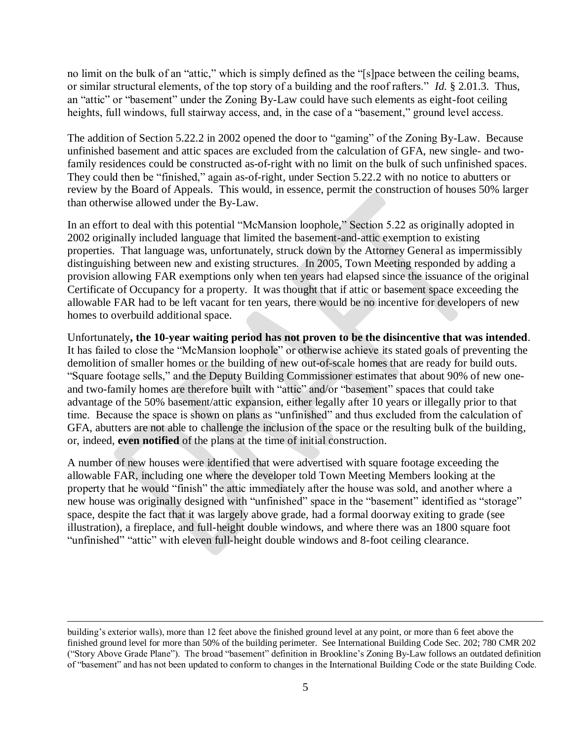no limit on the bulk of an "attic," which is simply defined as the "[s]pace between the ceiling beams, or similar structural elements, of the top story of a building and the roof rafters." *Id.* § 2.01.3. Thus, an "attic" or "basement" under the Zoning By-Law could have such elements as eight-foot ceiling heights, full windows, full stairway access, and, in the case of a "basement," ground level access.

The addition of Section 5.22.2 in 2002 opened the door to "gaming" of the Zoning By-Law. Because unfinished basement and attic spaces are excluded from the calculation of GFA, new single- and two-family residences could be constructed as-of-right with no limit on the bulk of such unfinished spaces. They could then be "finished," again as-of-right, under Section 5.22.2 with no notice to abutters or review by the Board of Appeals. This would, in essence, permit the construction of houses 50% larger than otherwise allowed under the By-Law.

In an effort to deal with this potential "McMansion loophole," Section 5.22 as originally adopted in 2002 originally included language that limited the basement-and-attic exemption to existing properties. That language was, unfortunately, struck down by the Attorney General as impermissibly distinguishing between new and existing structures. In 2005, Town Meeting responded by adding a provision allowing FAR exemptions only when ten years had elapsed since the issuance of the original Certificate of Occupancy for a property. It was thought that if attic or basement space exceeding the allowable FAR had to be left vacant for ten years, there would be no incentive for developers of new homes to overbuild additional space.

Unfortunately**, the 10-year waiting period has not proven to be the disincentive that was intended**. It has failed to close the "McMansion loophole" or otherwise achieve its stated goals of preventing the demolition of smaller homes or the building of new out-of-scale homes that are ready for build outs. "Square footage sells," and the Deputy Building Commissioner estimates that about 90% of new one- and two-family homes are therefore built with "attic" and/or "basement" spaces that could take advantage of the 50% basement/attic expansion, either legally after 10 years or illegally prior to that time. Because the space is shown on plans as "unfinished" and thus excluded from the calculation of GFA, abutters are not able to challenge the inclusion of the space or the resulting bulk of the building, or, indeed, **even notified** of the plans at the time of initial construction.

A number of new houses were identified that were advertised with square footage exceeding the allowable FAR, including one where the developer told Town Meeting Members looking at the property that he would "finish" the attic immediately after the house was sold, and another where a new house was originally designed with "unfinished" space in the "basement" identified as "storage" space, despite the fact that it was largely above grade, had a formal doorway exiting to grade (see illustration), a fireplace, and full-height double windows, and where there was an 1800 square foot "unfinished" "attic" with eleven full-height double windows and 8-foot ceiling clearance.

---

building's exterior walls), more than 12 feet above the finished ground level at any point, or more than 6 feet above the finished ground level for more than 50% of the building perimeter. See International Building Code Sec. 202; 780 CMR 202 ("Story Above Grade Plane"). The broad "basement" definition in Brookline's Zoning By-Law follows an outdated definition of "basement" and has not been updated to conform to changes in the International Building Code or the state Building Code.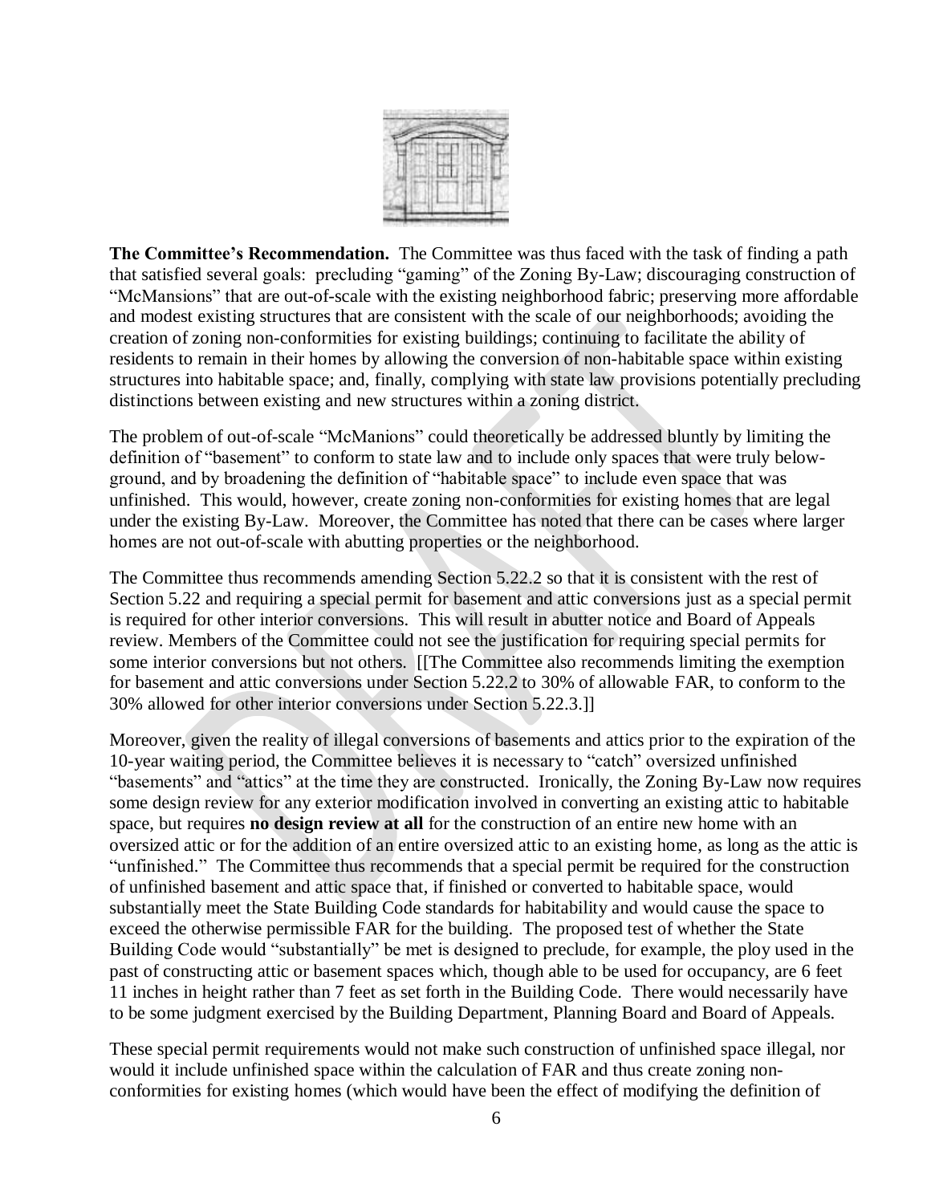**The Committee's Recommendation.** The Committee was thus faced with the task of finding a path that satisfied several goals: precluding "gaming" of the Zoning By-Law; discouraging construction of "McMansions" that are out-of-scale with the existing neighborhood fabric; preserving more affordable and modest existing structures that are consistent with the scale of our neighborhoods; avoiding the creation of zoning non-conformities for existing buildings; continuing to facilitate the ability of residents to remain in their homes by allowing the conversion of non-habitable space within existing structures into habitable space; and, finally, complying with state law provisions potentially precluding distinctions between existing and new structures within a zoning district.

The problem of out-of-scale "McManions" could theoretically be addressed bluntly by limiting the definition of "basement" to conform to state law and to include only spaces that were truly below-ground, and by broadening the definition of "habitable space" to include even space that was unfinished. This would, however, create zoning non-conformities for existing homes that are legal under the existing By-Law. Moreover, the Committee has noted that there can be cases where larger homes are not out-of-scale with abutting properties or the neighborhood.

The Committee thus recommends amending Section 5.22.2 so that it is consistent with the rest of Section 5.22 and requiring a special permit for basement and attic conversions just as a special permit is required for other interior conversions. This will result in abutter notice and Board of Appeals review. Members of the Committee could not see the justification for requiring special permits for some interior conversions but not others. [[The Committee also recommends limiting the exemption for basement and attic conversions under Section 5.22.2 to 30% of allowable FAR, to conform to the 30% allowed for other interior conversions under Section 5.22.3.]]

Moreover, given the reality of illegal conversions of basements and attics prior to the expiration of the 10-year waiting period, the Committee believes it is necessary to "catch" oversized unfinished "basements" and "attics" at the time they are constructed. Ironically, the Zoning By-Law now requires some design review for any exterior modification involved in converting an existing attic to habitable space, but requires **no design review at all** for the construction of an entire new home with an oversized attic or for the addition of an entire oversized attic to an existing home, as long as the attic is "unfinished." The Committee thus recommends that a special permit be required for the construction of unfinished basement and attic space that, if finished or converted to habitable space, would substantially meet the State Building Code standards for habitability and would cause the space to exceed the otherwise permissible FAR for the building. The proposed test of whether the State Building Code would "substantially" be met is designed to preclude, for example, the ploy used in the past of constructing attic or basement spaces which, though able to be used for occupancy, are 6 feet 11 inches in height rather than 7 feet as set forth in the Building Code. There would necessarily have to be some judgment exercised by the Building Department, Planning Board and Board of Appeals.

These special permit requirements would not make such construction of unfinished space illegal, nor would it include unfinished space within the calculation of FAR and thus create zoning non-conformities for existing homes (which would have been the effect of modifying the definition of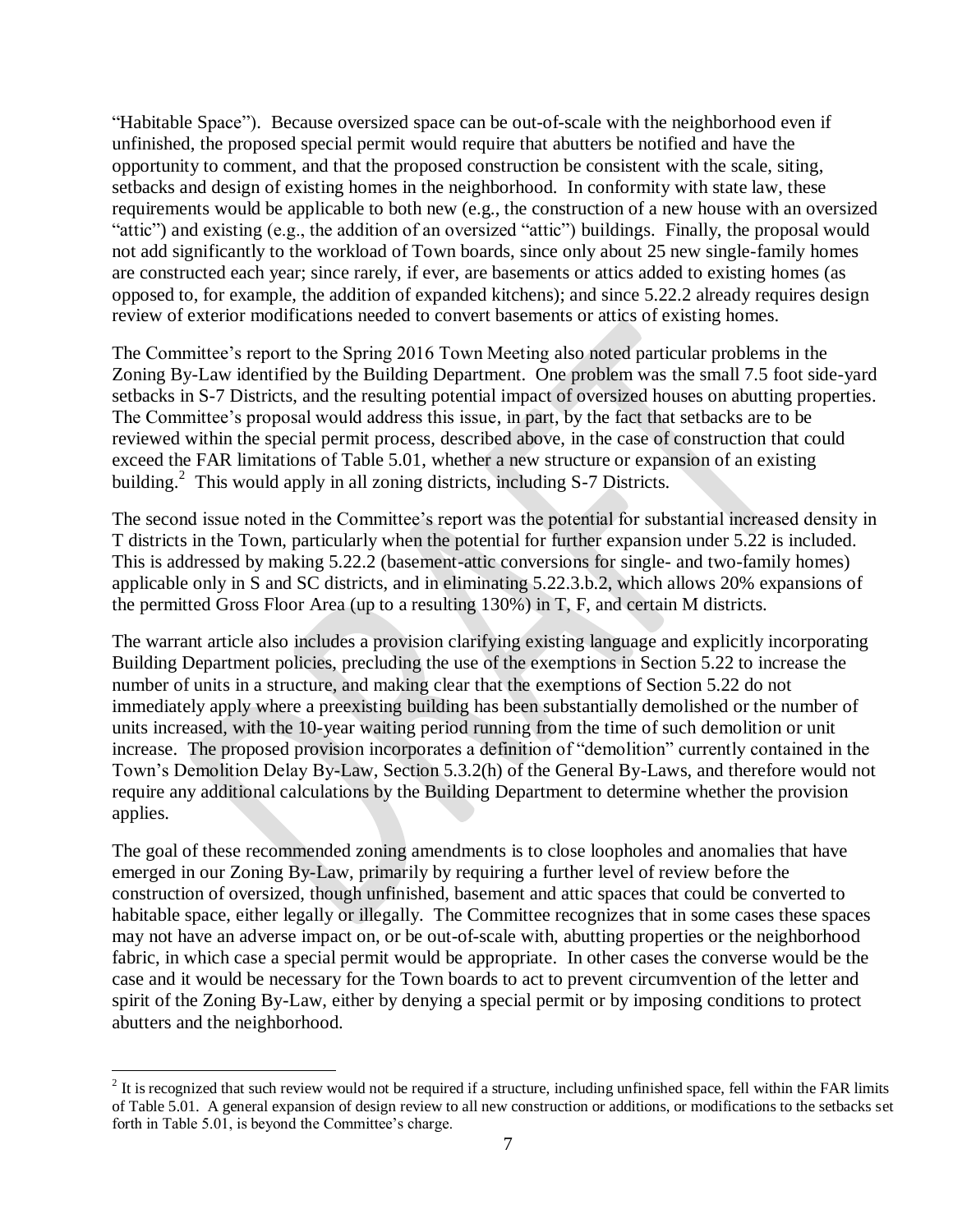"Habitable Space"). Because oversized space can be out-of-scale with the neighborhood even if unfinished, the proposed special permit would require that abutters be notified and have the opportunity to comment, and that the proposed construction be consistent with the scale, siting, setbacks and design of existing homes in the neighborhood. In conformity with state law, these requirements would be applicable to both new (e.g., the construction of a new house with an oversized "attic") and existing (e.g., the addition of an oversized "attic") buildings. Finally, the proposal would not add significantly to the workload of Town boards, since only about 25 new single-family homes are constructed each year; since rarely, if ever, are basements or attics added to existing homes (as opposed to, for example, the addition of expanded kitchens); and since 5.22.2 already requires design review of exterior modifications needed to convert basements or attics of existing homes.

The Committee's report to the Spring 2016 Town Meeting also noted particular problems in the Zoning By-Law identified by the Building Department. One problem was the small 7.5 foot side-yard setbacks in S-7 Districts, and the resulting potential impact of oversized houses on abutting properties. The Committee's proposal would address this issue, in part, by the fact that setbacks are to be reviewed within the special permit process, described above, in the case of construction that could exceed the FAR limitations of Table 5.01, whether a new structure or expansion of an existing building.[2] This would apply in all zoning districts, including S-7 Districts.

The second issue noted in the Committee's report was the potential for substantial increased density in T districts in the Town, particularly when the potential for further expansion under 5.22 is included. This is addressed by making 5.22.2 (basement-attic conversions for single- and two-family homes) applicable only in S and SC districts, and in eliminating 5.22.3.b.2, which allows 20% expansions of the permitted Gross Floor Area (up to a resulting 130%) in T, F, and certain M districts.

The warrant article also includes a provision clarifying existing language and explicitly incorporating Building Department policies, precluding the use of the exemptions in Section 5.22 to increase the number of units in a structure, and making clear that the exemptions of Section 5.22 do not immediately apply where a preexisting building has been substantially demolished or the number of units increased, with the 10-year waiting period running from the time of such demolition or unit increase. The proposed provision incorporates a definition of "demolition" currently contained in the Town's Demolition Delay By-Law, Section 5.3.2(h) of the General By-Laws, and therefore would not require any additional calculations by the Building Department to determine whether the provision applies.

The goal of these recommended zoning amendments is to close loopholes and anomalies that have emerged in our Zoning By-Law, primarily by requiring a further level of review before the construction of oversized, though unfinished, basement and attic spaces that could be converted to habitable space, either legally or illegally. The Committee recognizes that in some cases these spaces may not have an adverse impact on, or be out-of-scale with, abutting properties or the neighborhood fabric, in which case a special permit would be appropriate. In other cases the converse would be the case and it would be necessary for the Town boards to act to prevent circumvention of the letter and spirit of the Zoning By-Law, either by denying a special permit or by imposing conditions to protect abutters and the neighborhood.

[2] It is recognized that such review would not be required if a structure, including unfinished space, fell within the FAR limits of Table 5.01. A general expansion of design review to all new construction or additions, or modifications to the setbacks set forth in Table 5.01, is beyond the Committee's charge.